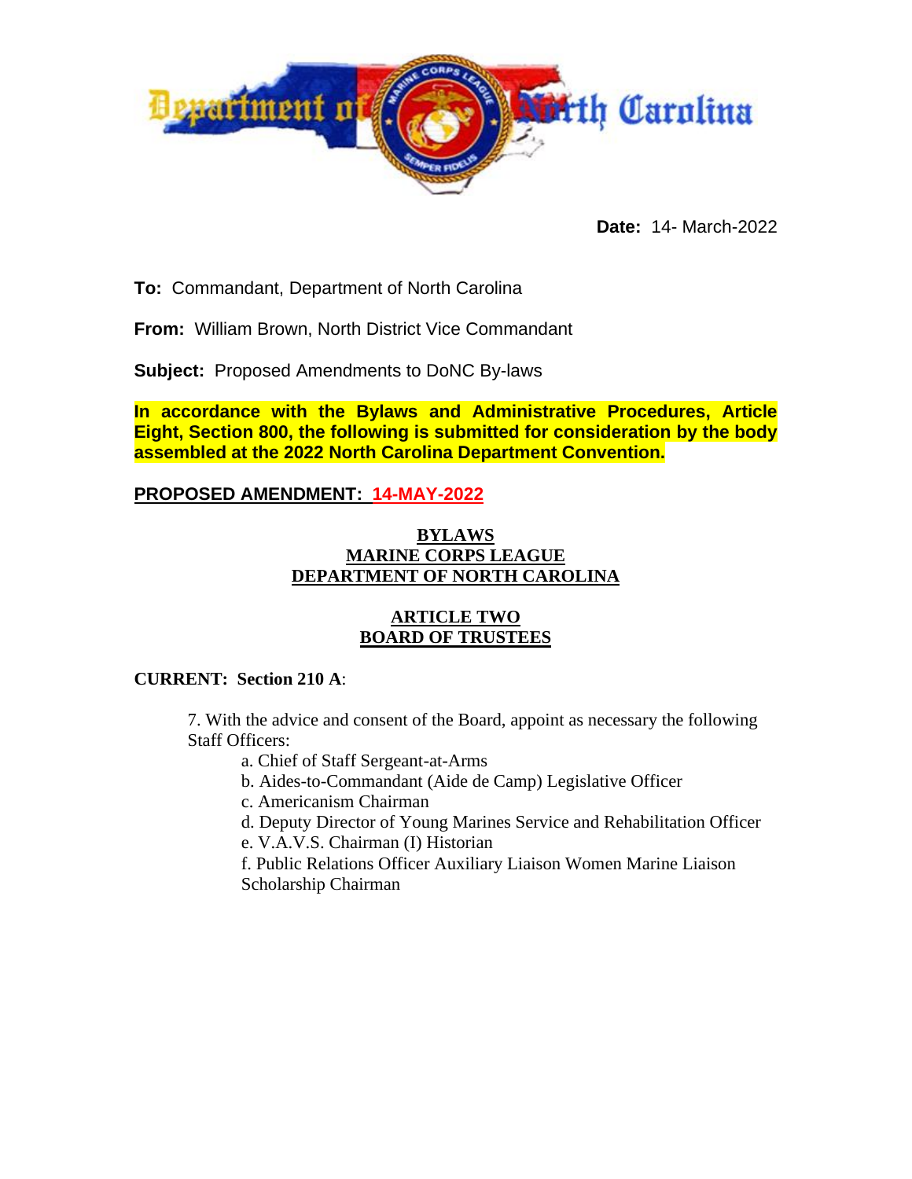Department of North Carolina

**Date:** 14- March-2022

**To:** Commandant, Department of North Carolina

**From:** William Brown, North District Vice Commandant

**Subject:** Proposed Amendments to DoNC By-laws

**In accordance with the Bylaws and Administrative Procedures, Article Eight, Section 800, the following is submitted for consideration by the body assembled at the 2022 North Carolina Department Convention.**

**PROPOSED AMENDMENT: 14-MAY-2022**

# BYLAWS
# MARINE CORPS LEAGUE
# DEPARTMENT OF NORTH CAROLINA

## ARTICLE TWO
## BOARD OF TRUSTEES

**CURRENT: Section 210 A**:

7. With the advice and consent of the Board, appoint as necessary the following Staff Officers:
   - a. Chief of Staff Sergeant-at-Arms
   - b. Aides-to-Commandant (Aide de Camp) Legislative Officer
   - c. Americanism Chairman
   - d. Deputy Director of Young Marines Service and Rehabilitation Officer
   - e. V.A.V.S. Chairman (I) Historian
   - f. Public Relations Officer Auxiliary Liaison Women Marine Liaison Scholarship Chairman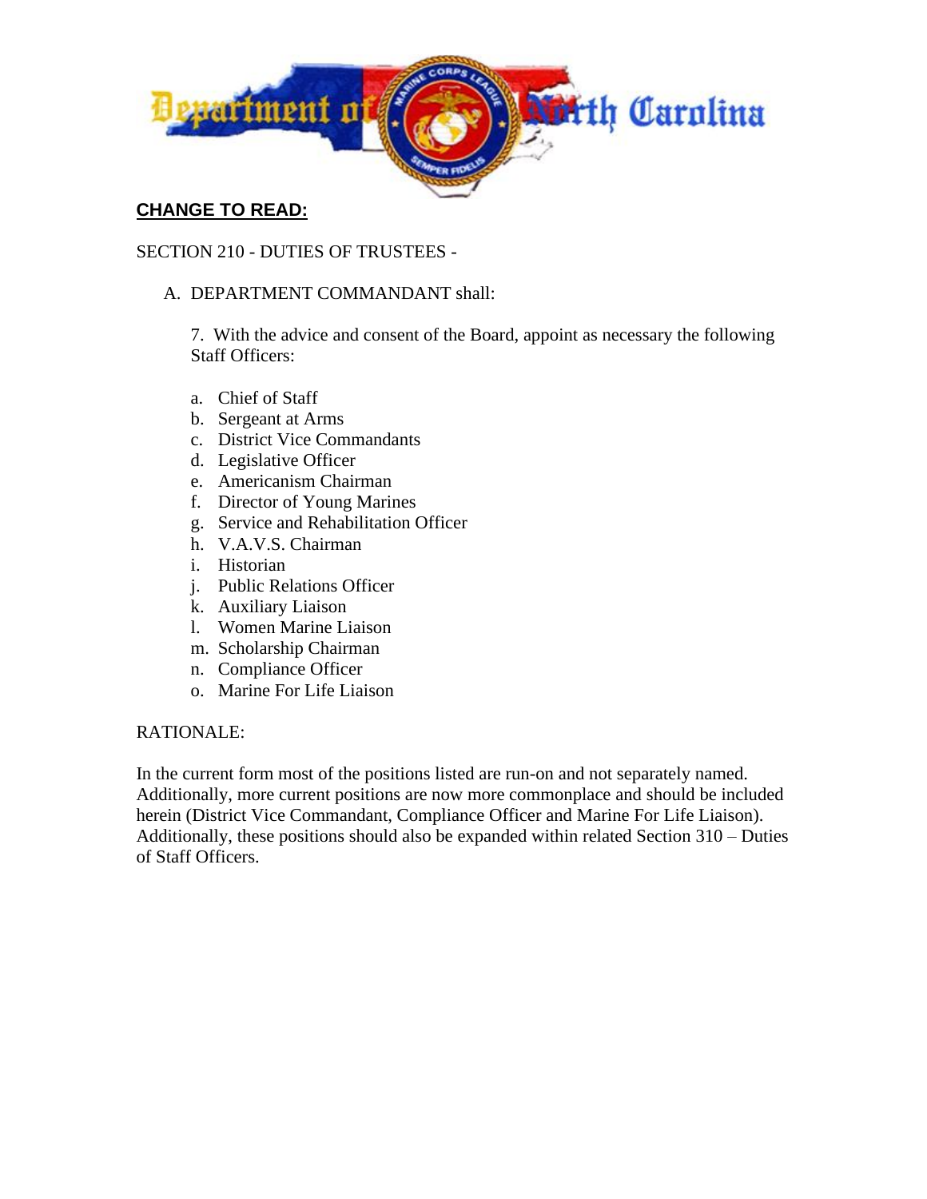**CHANGE TO READ:**

SECTION 210 - DUTIES OF TRUSTEES -

A. DEPARTMENT COMMANDANT shall:

7. With the advice and consent of the Board, appoint as necessary the following Staff Officers:

a. Chief of Staff
b. Sergeant at Arms
c. District Vice Commandants
d. Legislative Officer
e. Americanism Chairman
f. Director of Young Marines
g. Service and Rehabilitation Officer
h. V.A.V.S. Chairman
i. Historian
j. Public Relations Officer
k. Auxiliary Liaison
l. Women Marine Liaison
m. Scholarship Chairman
n. Compliance Officer
o. Marine For Life Liaison

RATIONALE:

In the current form most of the positions listed are run-on and not separately named. Additionally, more current positions are now more commonplace and should be included herein (District Vice Commandant, Compliance Officer and Marine For Life Liaison). Additionally, these positions should also be expanded within related Section 310 – Duties of Staff Officers.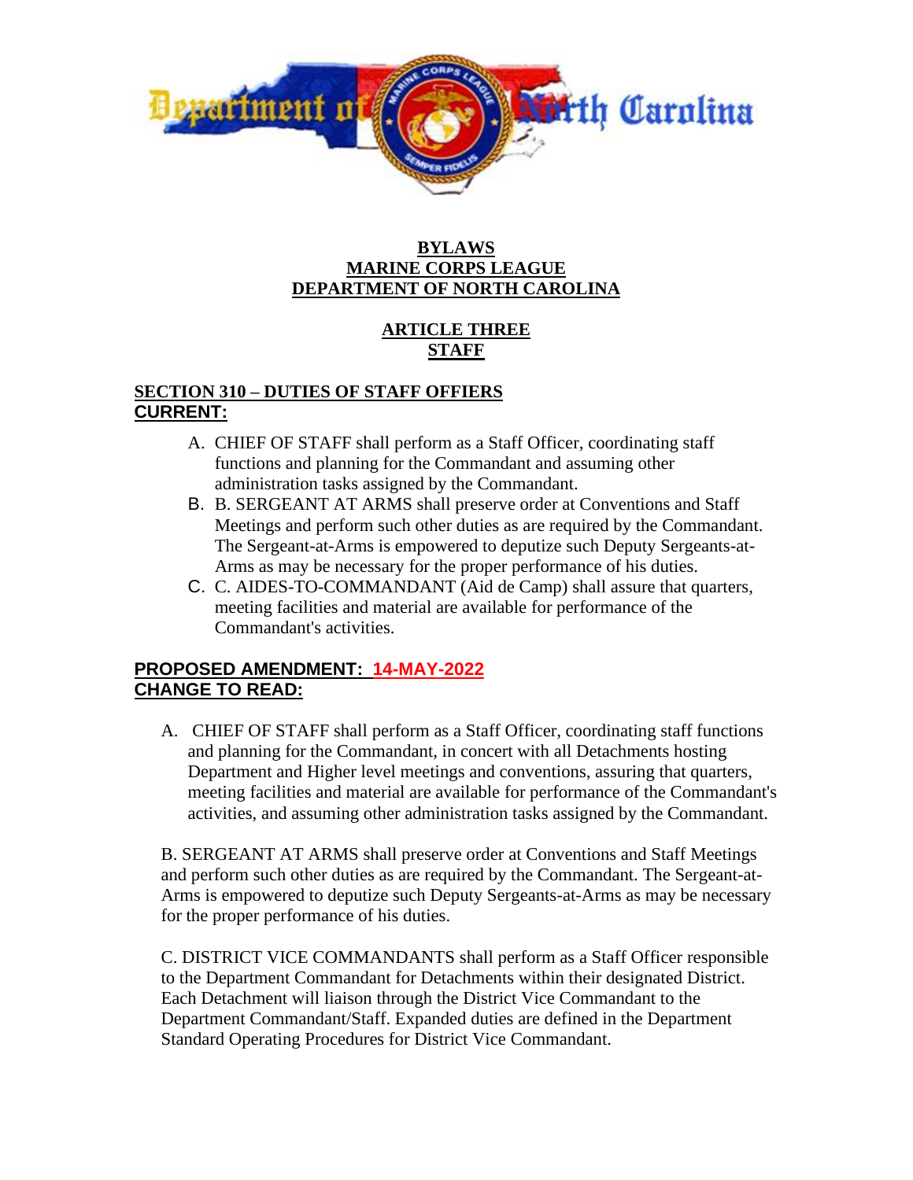**BYLAWS**
**MARINE CORPS LEAGUE**
**DEPARTMENT OF NORTH CAROLINA**

**ARTICLE THREE**
**STAFF**

**SECTION 310 – DUTIES OF STAFF OFFIERS**
**CURRENT:**

A. CHIEF OF STAFF shall perform as a Staff Officer, coordinating staff functions and planning for the Commandant and assuming other administration tasks assigned by the Commandant.
B. B. SERGEANT AT ARMS shall preserve order at Conventions and Staff Meetings and perform such other duties as are required by the Commandant. The Sergeant-at-Arms is empowered to deputize such Deputy Sergeants-at-Arms as may be necessary for the proper performance of his duties.
C. C. AIDES-TO-COMMANDANT (Aid de Camp) shall assure that quarters, meeting facilities and material are available for performance of the Commandant's activities.

**PROPOSED AMENDMENT: 14-MAY-2022**
**CHANGE TO READ:**

A. CHIEF OF STAFF shall perform as a Staff Officer, coordinating staff functions and planning for the Commandant, in concert with all Detachments hosting Department and Higher level meetings and conventions, assuring that quarters, meeting facilities and material are available for performance of the Commandant's activities, and assuming other administration tasks assigned by the Commandant.

B. SERGEANT AT ARMS shall preserve order at Conventions and Staff Meetings and perform such other duties as are required by the Commandant. The Sergeant-at-Arms is empowered to deputize such Deputy Sergeants-at-Arms as may be necessary for the proper performance of his duties.

C. DISTRICT VICE COMMANDANTS shall perform as a Staff Officer responsible to the Department Commandant for Detachments within their designated District. Each Detachment will liaison through the District Vice Commandant to the Department Commandant/Staff. Expanded duties are defined in the Department Standard Operating Procedures for District Vice Commandant.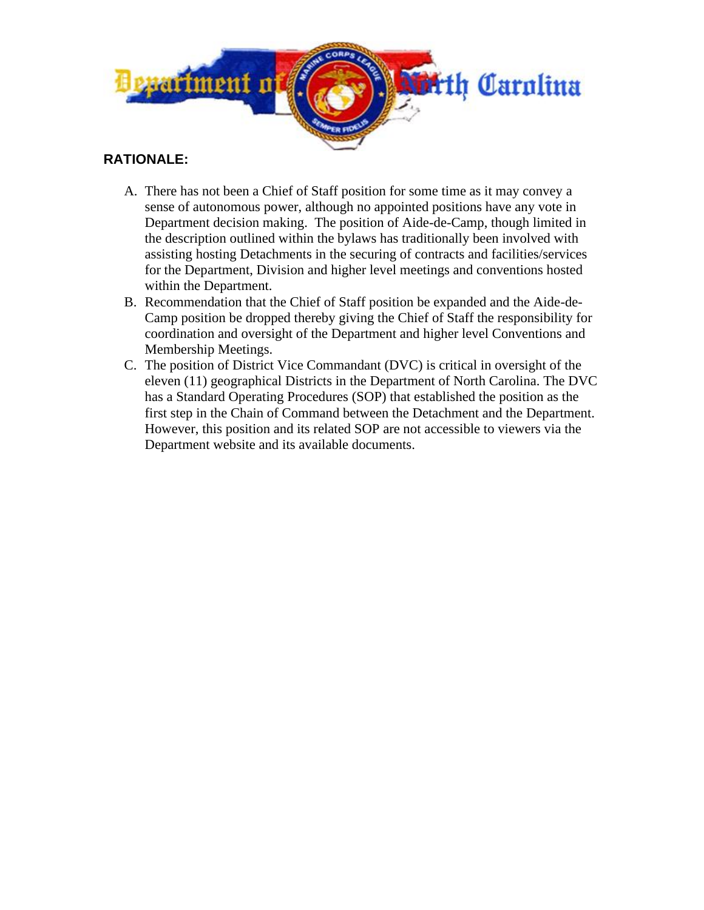**RATIONALE:**

A. There has not been a Chief of Staff position for some time as it may convey a sense of autonomous power, although no appointed positions have any vote in Department decision making. The position of Aide-de-Camp, though limited in the description outlined within the bylaws has traditionally been involved with assisting hosting Detachments in the securing of contracts and facilities/services for the Department, Division and higher level meetings and conventions hosted within the Department.
B. Recommendation that the Chief of Staff position be expanded and the Aide-de-Camp position be dropped thereby giving the Chief of Staff the responsibility for coordination and oversight of the Department and higher level Conventions and Membership Meetings.
C. The position of District Vice Commandant (DVC) is critical in oversight of the eleven (11) geographical Districts in the Department of North Carolina. The DVC has a Standard Operating Procedures (SOP) that established the position as the first step in the Chain of Command between the Detachment and the Department. However, this position and its related SOP are not accessible to viewers via the Department website and its available documents.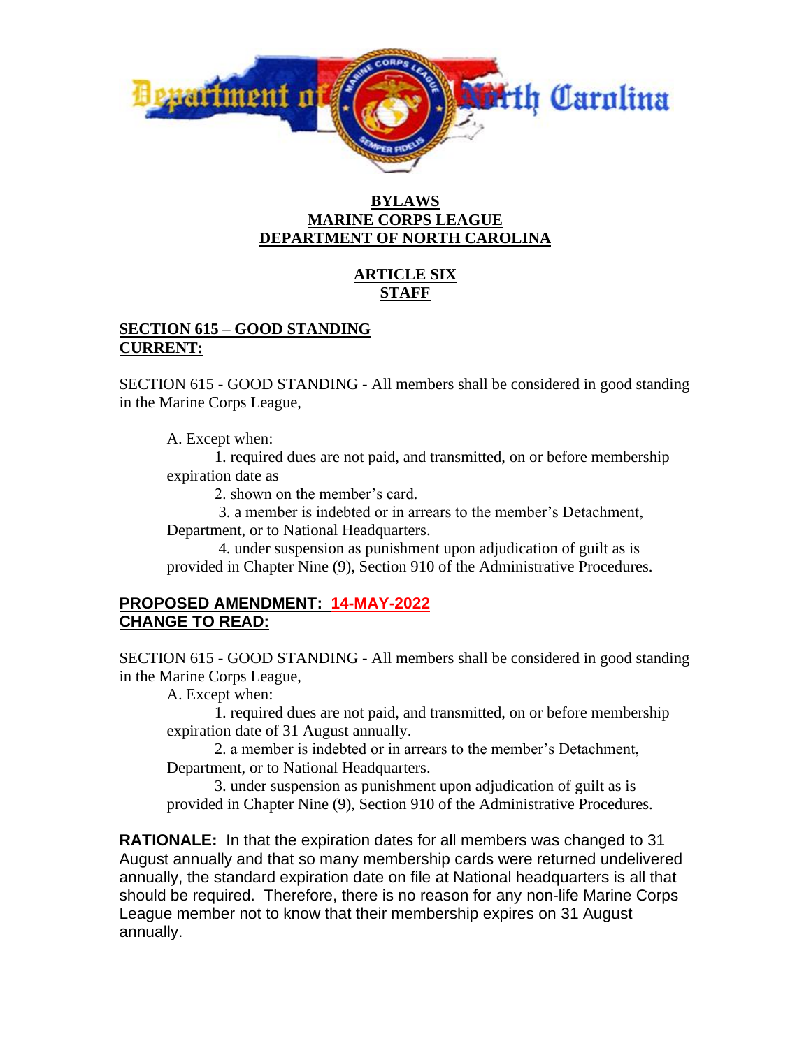**BYLAWS**
**MARINE CORPS LEAGUE**
**DEPARTMENT OF NORTH CAROLINA**

**ARTICLE SIX**
**STAFF**

**SECTION 615 – GOOD STANDING**
**CURRENT:**

SECTION 615 - GOOD STANDING - All members shall be considered in good standing in the Marine Corps League,

A. Except when:

1. required dues are not paid, and transmitted, on or before membership expiration date as

2. shown on the member's card.

3. a member is indebted or in arrears to the member's Detachment, Department, or to National Headquarters.

4. under suspension as punishment upon adjudication of guilt as is provided in Chapter Nine (9), Section 910 of the Administrative Procedures.

**PROPOSED AMENDMENT: 14-MAY-2022**
**CHANGE TO READ:**

SECTION 615 - GOOD STANDING - All members shall be considered in good standing in the Marine Corps League,

A. Except when:

1. required dues are not paid, and transmitted, on or before membership expiration date of 31 August annually.

2. a member is indebted or in arrears to the member's Detachment, Department, or to National Headquarters.

3. under suspension as punishment upon adjudication of guilt as is provided in Chapter Nine (9), Section 910 of the Administrative Procedures.

**RATIONALE:** In that the expiration dates for all members was changed to 31 August annually and that so many membership cards were returned undelivered annually, the standard expiration date on file at National headquarters is all that should be required. Therefore, there is no reason for any non-life Marine Corps League member not to know that their membership expires on 31 August annually.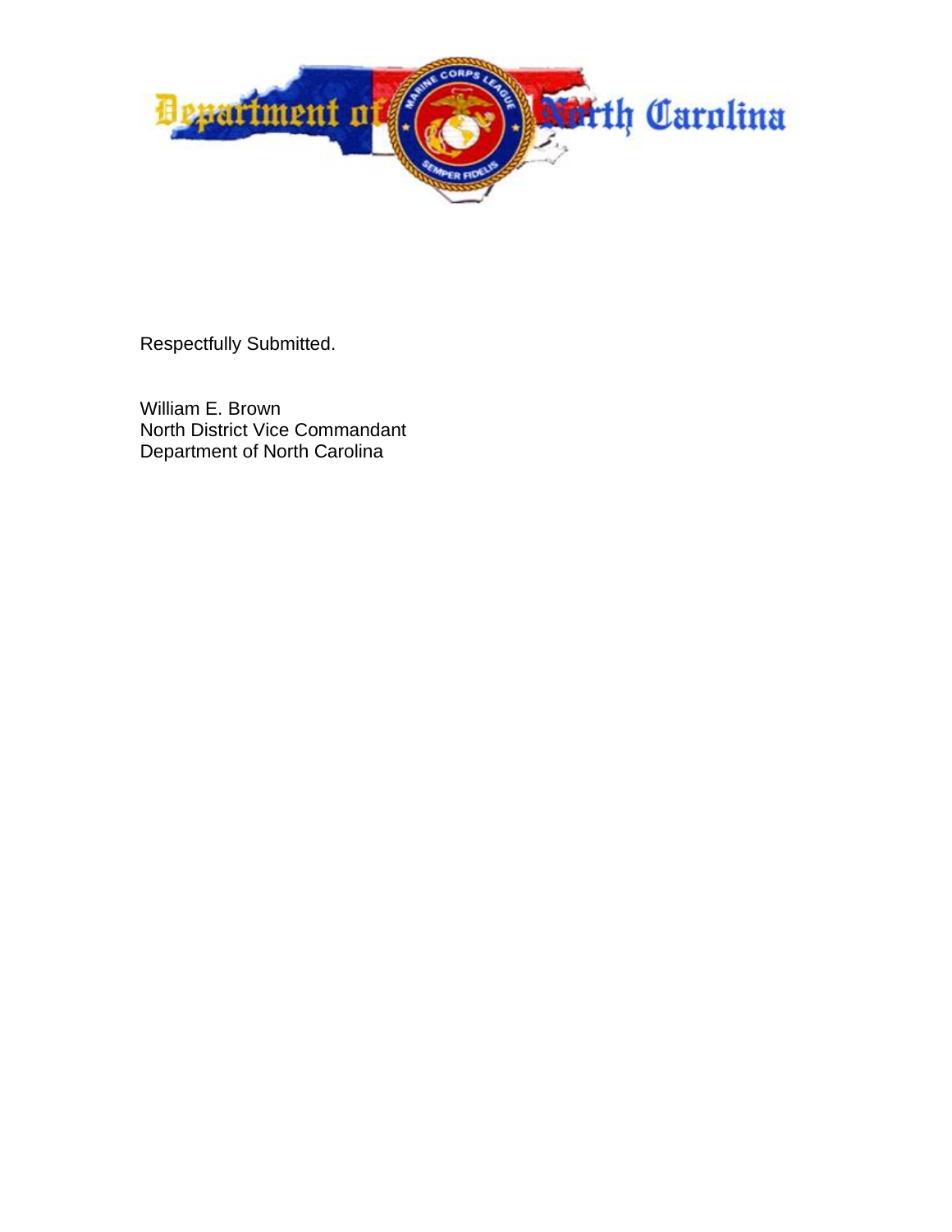Respectfully Submitted.

William E. Brown
North District Vice Commandant
Department of North Carolina